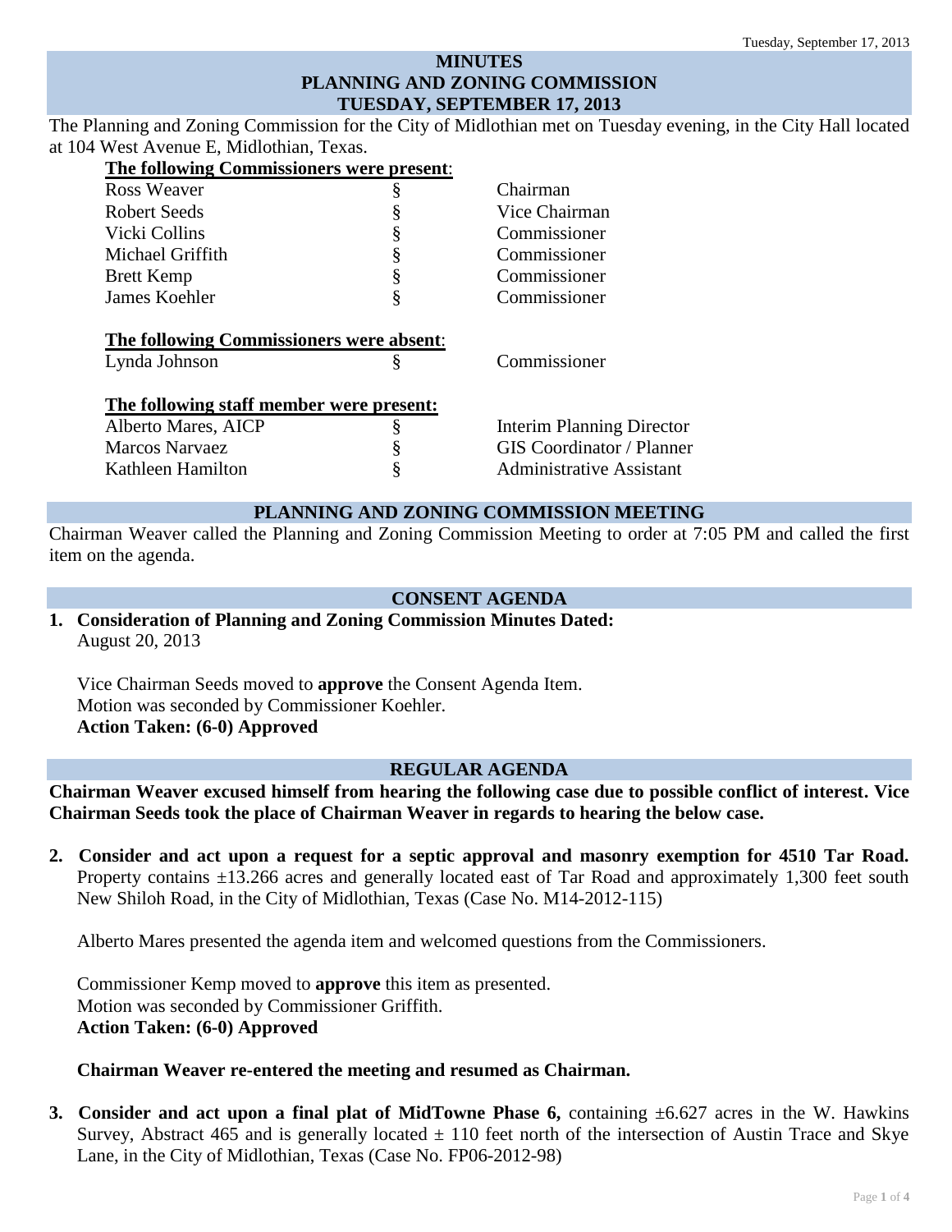# MINUTES
# PLANNING AND ZONING COMMISSION
# TUESDAY, SEPTEMBER 17, 2013

The Planning and Zoning Commission for the City of Midlothian met on Tuesday evening, in the City Hall located at 104 West Avenue E, Midlothian, Texas.

**The following Commissioners were present:**

| | | |
|---|---|---|
| Ross Weaver | § | Chairman |
| Robert Seeds | § | Vice Chairman |
| Vicki Collins | § | Commissioner |
| Michael Griffith | § | Commissioner |
| Brett Kemp | § | Commissioner |
| James Koehler | § | Commissioner |

**The following Commissioners were absent:**

| | | |
|---|---|---|
| Lynda Johnson | § | Commissioner |

**The following staff member were present:**

| | | |
|---|---|---|
| Alberto Mares, AICP | § | Interim Planning Director |
| Marcos Narvaez | § | GIS Coordinator / Planner |
| Kathleen Hamilton | § | Administrative Assistant |

## PLANNING AND ZONING COMMISSION MEETING

Chairman Weaver called the Planning and Zoning Commission Meeting to order at 7:05 PM and called the first item on the agenda.

## CONSENT AGENDA

**1. Consideration of Planning and Zoning Commission Minutes Dated:**
August 20, 2013

Vice Chairman Seeds moved to **approve** the Consent Agenda Item.
Motion was seconded by Commissioner Koehler.
**Action Taken: (6-0) Approved**

## REGULAR AGENDA

**Chairman Weaver excused himself from hearing the following case due to possible conflict of interest. Vice Chairman Seeds took the place of Chairman Weaver in regards to hearing the below case.**

**2. Consider and act upon a request for a septic approval and masonry exemption for 4510 Tar Road.** Property contains ±13.266 acres and generally located east of Tar Road and approximately 1,300 feet south New Shiloh Road, in the City of Midlothian, Texas (Case No. M14-2012-115)

Alberto Mares presented the agenda item and welcomed questions from the Commissioners.

Commissioner Kemp moved to **approve** this item as presented.
Motion was seconded by Commissioner Griffith.
**Action Taken: (6-0) Approved**

**Chairman Weaver re-entered the meeting and resumed as Chairman.**

**3. Consider and act upon a final plat of MidTowne Phase 6,** containing ±6.627 acres in the W. Hawkins Survey, Abstract 465 and is generally located ± 110 feet north of the intersection of Austin Trace and Skye Lane, in the City of Midlothian, Texas (Case No. FP06-2012-98)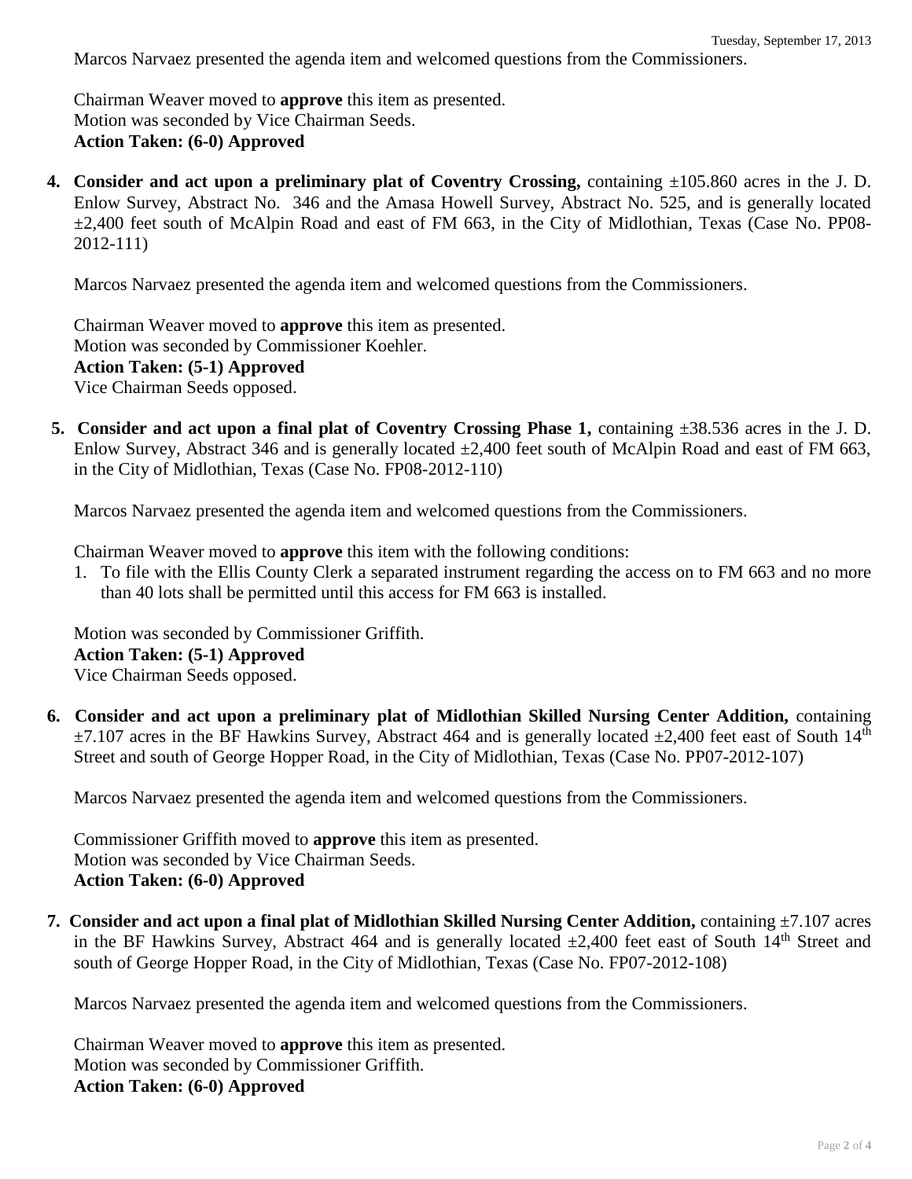Marcos Narvaez presented the agenda item and welcomed questions from the Commissioners.

Chairman Weaver moved to **approve** this item as presented.
Motion was seconded by Vice Chairman Seeds.
**Action Taken: (6-0) Approved**

**4. Consider and act upon a preliminary plat of Coventry Crossing,** containing ±105.860 acres in the J. D. Enlow Survey, Abstract No. 346 and the Amasa Howell Survey, Abstract No. 525, and is generally located ±2,400 feet south of McAlpin Road and east of FM 663, in the City of Midlothian, Texas (Case No. PP08-2012-111)

Marcos Narvaez presented the agenda item and welcomed questions from the Commissioners.

Chairman Weaver moved to **approve** this item as presented.
Motion was seconded by Commissioner Koehler.
**Action Taken: (5-1) Approved**
Vice Chairman Seeds opposed.

**5. Consider and act upon a final plat of Coventry Crossing Phase 1,** containing ±38.536 acres in the J. D. Enlow Survey, Abstract 346 and is generally located ±2,400 feet south of McAlpin Road and east of FM 663, in the City of Midlothian, Texas (Case No. FP08-2012-110)

Marcos Narvaez presented the agenda item and welcomed questions from the Commissioners.

Chairman Weaver moved to **approve** this item with the following conditions:

1. To file with the Ellis County Clerk a separated instrument regarding the access on to FM 663 and no more than 40 lots shall be permitted until this access for FM 663 is installed.

Motion was seconded by Commissioner Griffith.
**Action Taken: (5-1) Approved**
Vice Chairman Seeds opposed.

**6. Consider and act upon a preliminary plat of Midlothian Skilled Nursing Center Addition,** containing ±7.107 acres in the BF Hawkins Survey, Abstract 464 and is generally located ±2,400 feet east of South 14th Street and south of George Hopper Road, in the City of Midlothian, Texas (Case No. PP07-2012-107)

Marcos Narvaez presented the agenda item and welcomed questions from the Commissioners.

Commissioner Griffith moved to **approve** this item as presented.
Motion was seconded by Vice Chairman Seeds.
**Action Taken: (6-0) Approved**

**7. Consider and act upon a final plat of Midlothian Skilled Nursing Center Addition,** containing ±7.107 acres in the BF Hawkins Survey, Abstract 464 and is generally located ±2,400 feet east of South 14th Street and south of George Hopper Road, in the City of Midlothian, Texas (Case No. FP07-2012-108)

Marcos Narvaez presented the agenda item and welcomed questions from the Commissioners.

Chairman Weaver moved to **approve** this item as presented.
Motion was seconded by Commissioner Griffith.
**Action Taken: (6-0) Approved**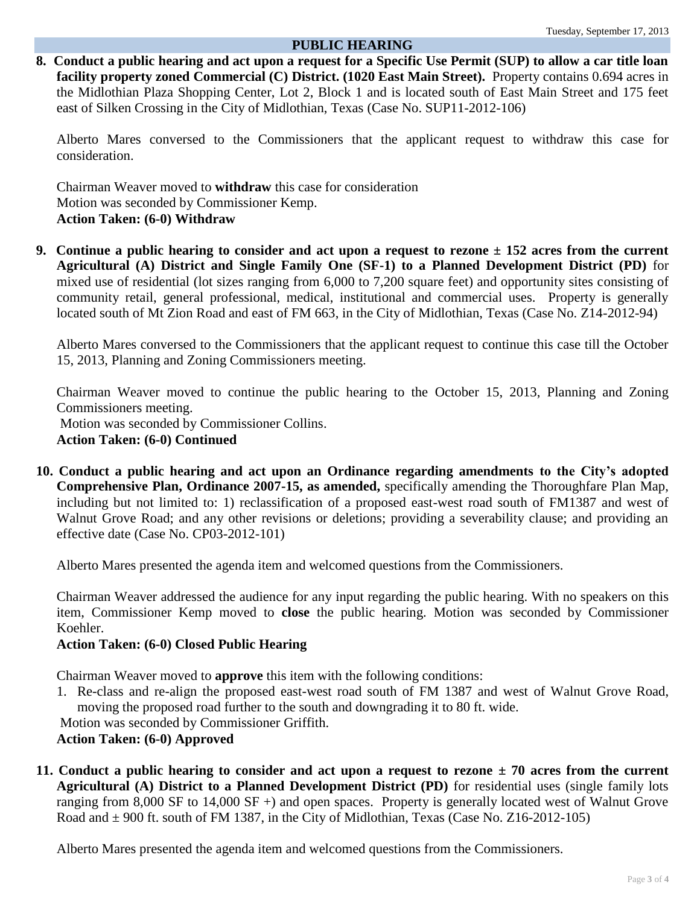## PUBLIC HEARING

**8. Conduct a public hearing and act upon a request for a Specific Use Permit (SUP) to allow a car title loan facility property zoned Commercial (C) District. (1020 East Main Street).** Property contains 0.694 acres in the Midlothian Plaza Shopping Center, Lot 2, Block 1 and is located south of East Main Street and 175 feet east of Silken Crossing in the City of Midlothian, Texas (Case No. SUP11-2012-106)

Alberto Mares conversed to the Commissioners that the applicant request to withdraw this case for consideration.

Chairman Weaver moved to **withdraw** this case for consideration
Motion was seconded by Commissioner Kemp.
**Action Taken: (6-0) Withdraw**

**9. Continue a public hearing to consider and act upon a request to rezone ± 152 acres from the current Agricultural (A) District and Single Family One (SF-1) to a Planned Development District (PD)** for mixed use of residential (lot sizes ranging from 6,000 to 7,200 square feet) and opportunity sites consisting of community retail, general professional, medical, institutional and commercial uses. Property is generally located south of Mt Zion Road and east of FM 663, in the City of Midlothian, Texas (Case No. Z14-2012-94)

Alberto Mares conversed to the Commissioners that the applicant request to continue this case till the October 15, 2013, Planning and Zoning Commissioners meeting.

Chairman Weaver moved to continue the public hearing to the October 15, 2013, Planning and Zoning Commissioners meeting.
Motion was seconded by Commissioner Collins.
**Action Taken: (6-0) Continued**

**10. Conduct a public hearing and act upon an Ordinance regarding amendments to the City's adopted Comprehensive Plan, Ordinance 2007-15, as amended,** specifically amending the Thoroughfare Plan Map, including but not limited to: 1) reclassification of a proposed east-west road south of FM1387 and west of Walnut Grove Road; and any other revisions or deletions; providing a severability clause; and providing an effective date (Case No. CP03-2012-101)

Alberto Mares presented the agenda item and welcomed questions from the Commissioners.

Chairman Weaver addressed the audience for any input regarding the public hearing. With no speakers on this item, Commissioner Kemp moved to **close** the public hearing. Motion was seconded by Commissioner Koehler.
**Action Taken: (6-0) Closed Public Hearing**

Chairman Weaver moved to **approve** this item with the following conditions:

1. Re-class and re-align the proposed east-west road south of FM 1387 and west of Walnut Grove Road, moving the proposed road further to the south and downgrading it to 80 ft. wide.

Motion was seconded by Commissioner Griffith.
**Action Taken: (6-0) Approved**

**11. Conduct a public hearing to consider and act upon a request to rezone ± 70 acres from the current Agricultural (A) District to a Planned Development District (PD)** for residential uses (single family lots ranging from 8,000 SF to 14,000 SF +) and open spaces. Property is generally located west of Walnut Grove Road and ± 900 ft. south of FM 1387, in the City of Midlothian, Texas (Case No. Z16-2012-105)

Alberto Mares presented the agenda item and welcomed questions from the Commissioners.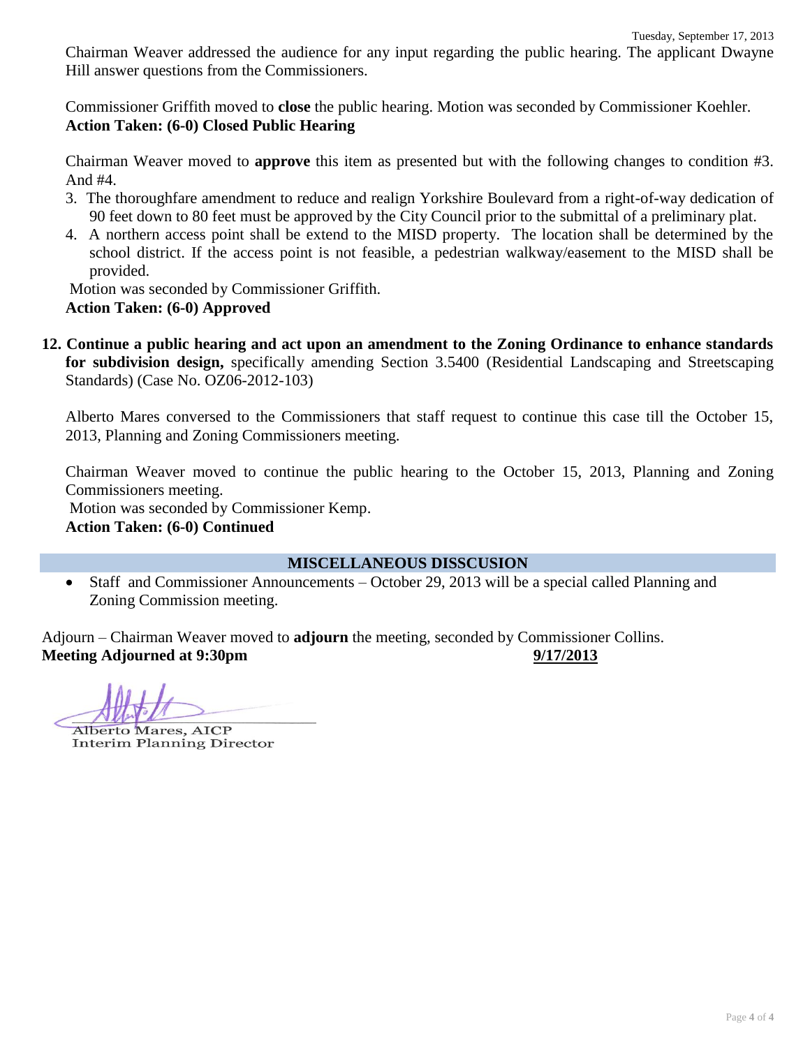Chairman Weaver addressed the audience for any input regarding the public hearing. The applicant Dwayne Hill answer questions from the Commissioners.

Commissioner Griffith moved to **close** the public hearing. Motion was seconded by Commissioner Koehler.
**Action Taken: (6-0) Closed Public Hearing**

Chairman Weaver moved to **approve** this item as presented but with the following changes to condition #3. And #4.

3. The thoroughfare amendment to reduce and realign Yorkshire Boulevard from a right-of-way dedication of 90 feet down to 80 feet must be approved by the City Council prior to the submittal of a preliminary plat.
4. A northern access point shall be extend to the MISD property. The location shall be determined by the school district. If the access point is not feasible, a pedestrian walkway/easement to the MISD shall be provided.

Motion was seconded by Commissioner Griffith.
**Action Taken: (6-0) Approved**

**12. Continue a public hearing and act upon an amendment to the Zoning Ordinance to enhance standards for subdivision design,** specifically amending Section 3.5400 (Residential Landscaping and Streetscaping Standards) (Case No. OZ06-2012-103)

Alberto Mares conversed to the Commissioners that staff request to continue this case till the October 15, 2013, Planning and Zoning Commissioners meeting.

Chairman Weaver moved to continue the public hearing to the October 15, 2013, Planning and Zoning Commissioners meeting.
Motion was seconded by Commissioner Kemp.
**Action Taken: (6-0) Continued**

## MISCELLANEOUS DISSCUSION

- Staff and Commissioner Announcements – October 29, 2013 will be a special called Planning and Zoning Commission meeting.

Adjourn – Chairman Weaver moved to **adjourn** the meeting, seconded by Commissioner Collins.
**Meeting Adjourned at 9:30pm** **9/17/2013**

Alberto Mares, AICP
Interim Planning Director